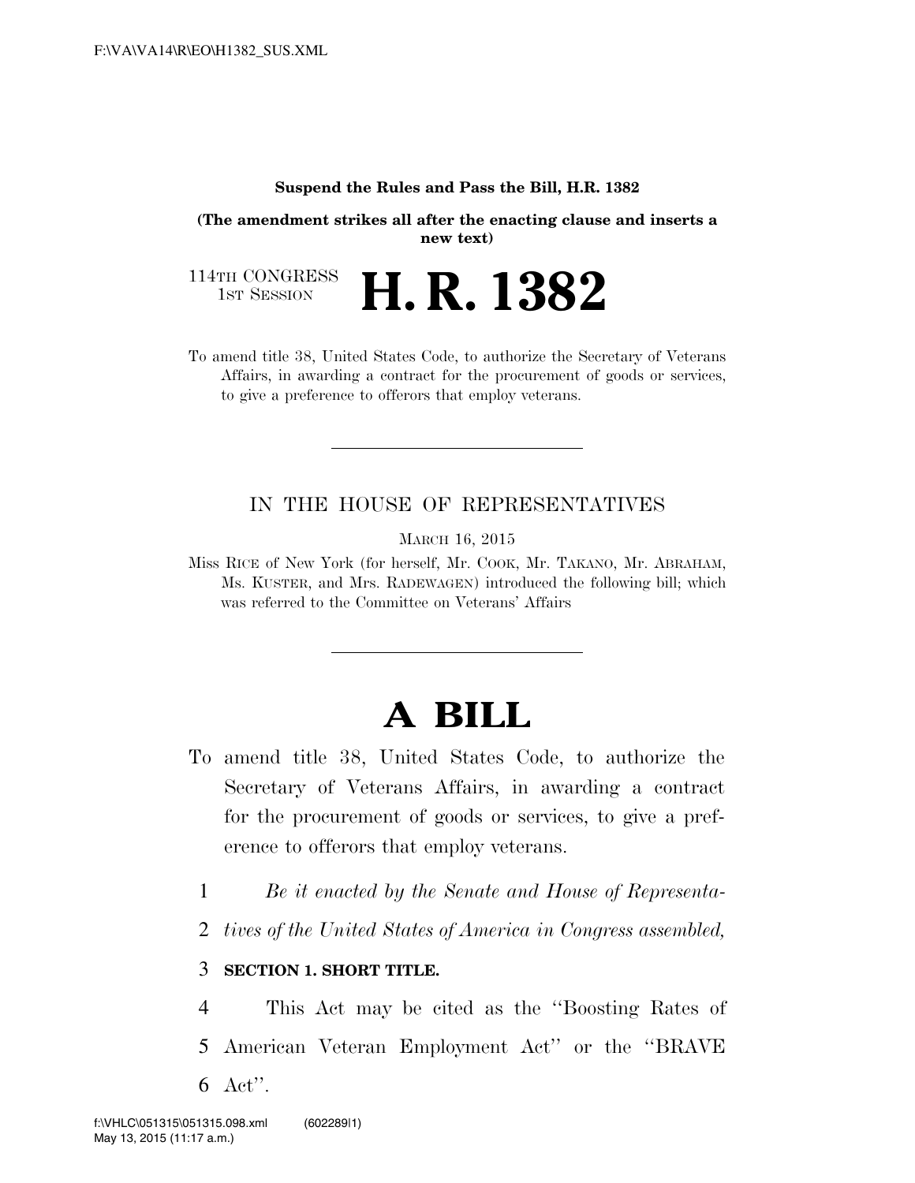**Suspend the Rules and Pass the Bill, H.R. 1382**

**(The amendment strikes all after the enacting clause and inserts a new text)**

114TH CONGRESS
1ST SESSION

# H. R. 1382

To amend title 38, United States Code, to authorize the Secretary of Veterans Affairs, in awarding a contract for the procurement of goods or services, to give a preference to offerors that employ veterans.

---

IN THE HOUSE OF REPRESENTATIVES

MARCH 16, 2015

Miss RICE of New York (for herself, Mr. COOK, Mr. TAKANO, Mr. ABRAHAM, Ms. KUSTER, and Mrs. RADEWAGEN) introduced the following bill; which was referred to the Committee on Veterans' Affairs

---

# A BILL

To amend title 38, United States Code, to authorize the Secretary of Veterans Affairs, in awarding a contract for the procurement of goods or services, to give a preference to offerors that employ veterans.

1 *Be it enacted by the Senate and House of Representa-*
2 *tives of the United States of America in Congress assembled,*

3 **SECTION 1. SHORT TITLE.**

4 This Act may be cited as the ''Boosting Rates of
5 American Veteran Employment Act'' or the ''BRAVE
6 Act''.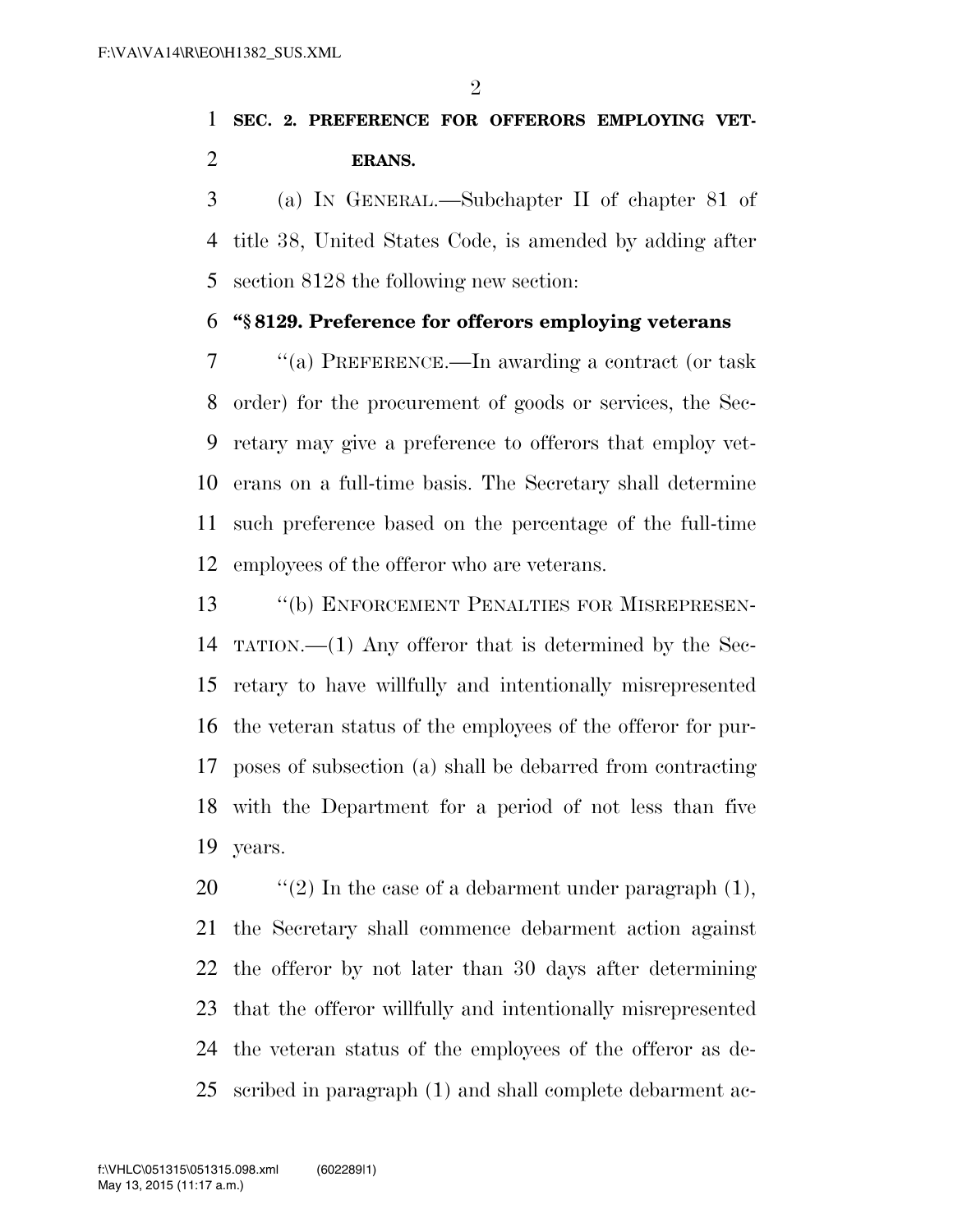**SEC. 2. PREFERENCE FOR OFFERORS EMPLOYING VETERANS.**

(a) IN GENERAL.—Subchapter II of chapter 81 of title 38, United States Code, is amended by adding after section 8128 the following new section:

**"§ 8129. Preference for offerors employing veterans**

"(a) PREFERENCE.—In awarding a contract (or task order) for the procurement of goods or services, the Secretary may give a preference to offerors that employ veterans on a full-time basis. The Secretary shall determine such preference based on the percentage of the full-time employees of the offeror who are veterans.

"(b) ENFORCEMENT PENALTIES FOR MISREPRESENTATION.—(1) Any offeror that is determined by the Secretary to have willfully and intentionally misrepresented the veteran status of the employees of the offeror for purposes of subsection (a) shall be debarred from contracting with the Department for a period of not less than five years.

"(2) In the case of a debarment under paragraph (1), the Secretary shall commence debarment action against the offeror by not later than 30 days after determining that the offeror willfully and intentionally misrepresented the veteran status of the employees of the offeror as described in paragraph (1) and shall complete debarment ac-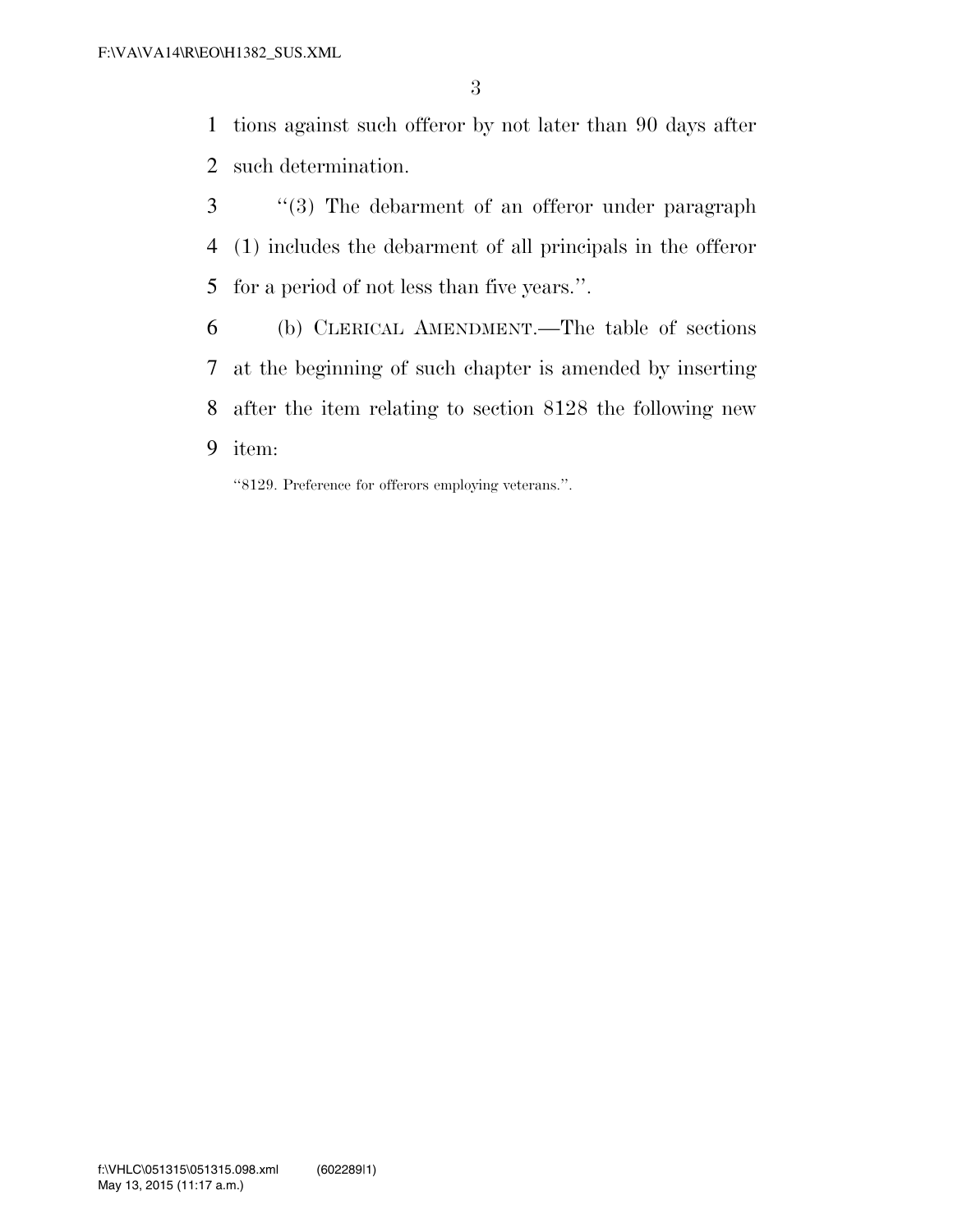tions against such offeror by not later than 90 days after such determination.

"(3) The debarment of an offeror under paragraph (1) includes the debarment of all principals in the offeror for a period of not less than five years.".

(b) CLERICAL AMENDMENT.—The table of sections at the beginning of such chapter is amended by inserting after the item relating to section 8128 the following new item:

"8129. Preference for offerors employing veterans.".